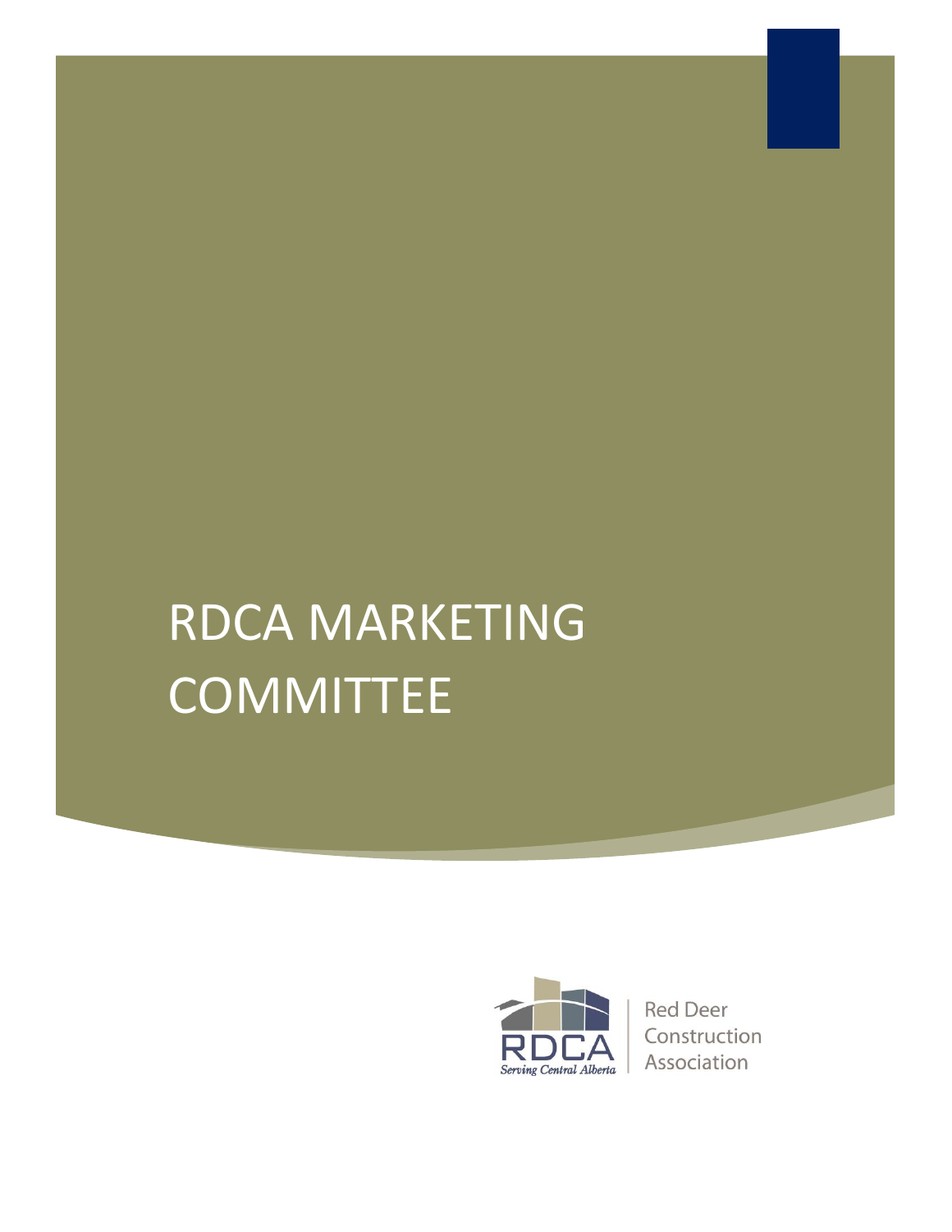# RDCA MARKETING COMMITTEE

RDCA
Serving Central Alberta

Red Deer Construction Association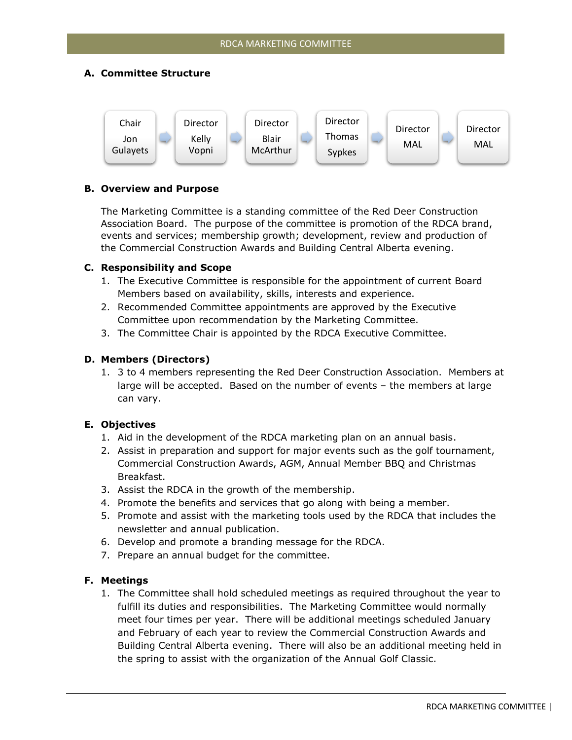### A. Committee Structure

Chair Jon Gulayets → Director Kelly Vopni → Director Blair McArthur → Director Thomas Sypkes → Director MAL → Director MAL

### B. Overview and Purpose

The Marketing Committee is a standing committee of the Red Deer Construction Association Board. The purpose of the committee is promotion of the RDCA brand, events and services; membership growth; development, review and production of the Commercial Construction Awards and Building Central Alberta evening.

### C. Responsibility and Scope

1. The Executive Committee is responsible for the appointment of current Board Members based on availability, skills, interests and experience.
2. Recommended Committee appointments are approved by the Executive Committee upon recommendation by the Marketing Committee.
3. The Committee Chair is appointed by the RDCA Executive Committee.

### D. Members (Directors)

1. 3 to 4 members representing the Red Deer Construction Association. Members at large will be accepted. Based on the number of events – the members at large can vary.

### E. Objectives

1. Aid in the development of the RDCA marketing plan on an annual basis.
2. Assist in preparation and support for major events such as the golf tournament, Commercial Construction Awards, AGM, Annual Member BBQ and Christmas Breakfast.
3. Assist the RDCA in the growth of the membership.
4. Promote the benefits and services that go along with being a member.
5. Promote and assist with the marketing tools used by the RDCA that includes the newsletter and annual publication.
6. Develop and promote a branding message for the RDCA.
7. Prepare an annual budget for the committee.

### F. Meetings

1. The Committee shall hold scheduled meetings as required throughout the year to fulfill its duties and responsibilities. The Marketing Committee would normally meet four times per year. There will be additional meetings scheduled January and February of each year to review the Commercial Construction Awards and Building Central Alberta evening. There will also be an additional meeting held in the spring to assist with the organization of the Annual Golf Classic.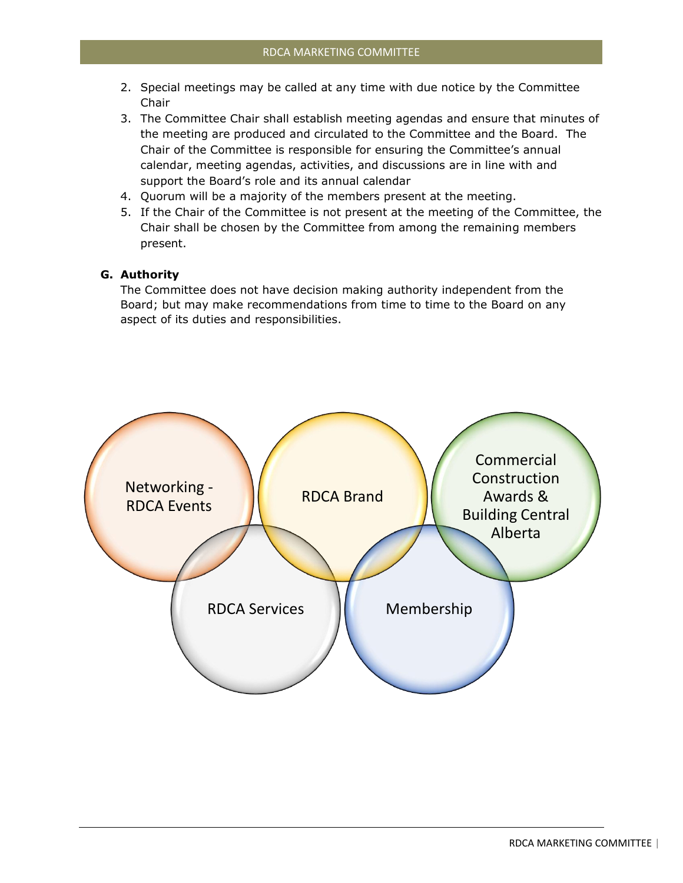2. Special meetings may be called at any time with due notice by the Committee Chair
3. The Committee Chair shall establish meeting agendas and ensure that minutes of the meeting are produced and circulated to the Committee and the Board. The Chair of the Committee is responsible for ensuring the Committee's annual calendar, meeting agendas, activities, and discussions are in line with and support the Board's role and its annual calendar
4. Quorum will be a majority of the members present at the meeting.
5. If the Chair of the Committee is not present at the meeting of the Committee, the Chair shall be chosen by the Committee from among the remaining members present.

**G. Authority**

The Committee does not have decision making authority independent from the Board; but may make recommendations from time to time to the Board on any aspect of its duties and responsibilities.

Networking - RDCA Events

RDCA Brand

Commercial Construction Awards & Building Central Alberta

RDCA Services

Membership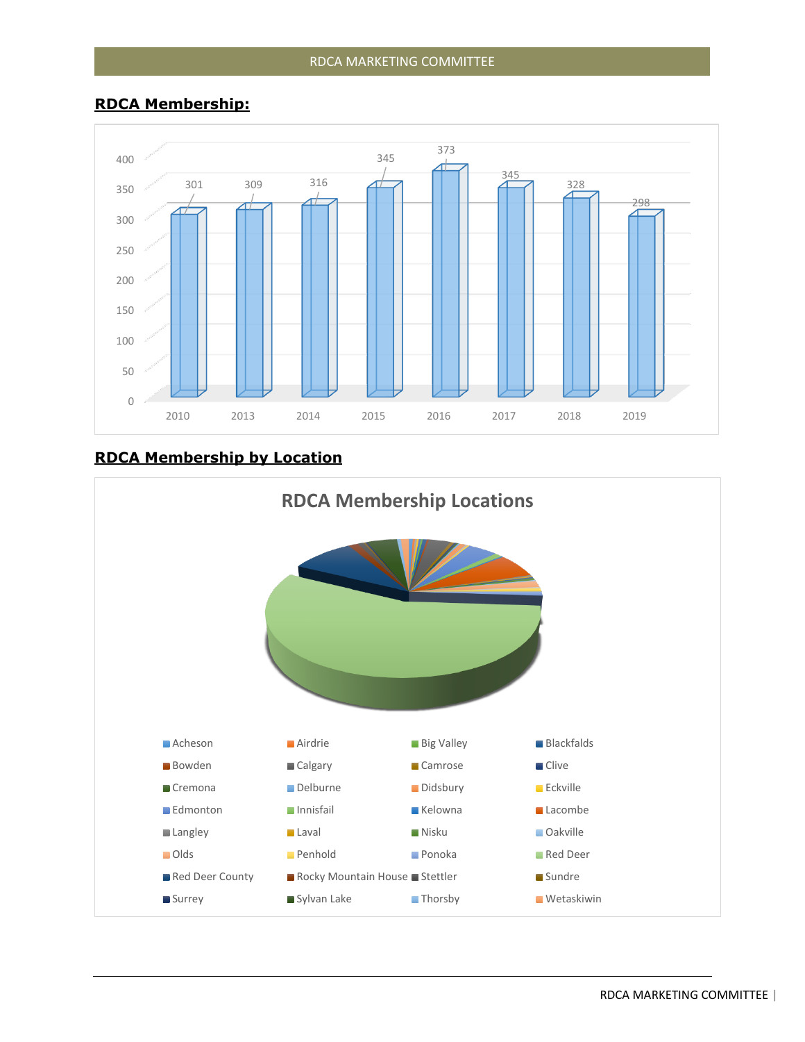## RDCA Membership:

| Year | Members |
|---|---|
| 2010 | 301 |
| 2013 | 309 |
| 2014 | 316 |
| 2015 | 345 |
| 2016 | 373 |
| 2017 | 345 |
| 2018 | 328 |
| 2019 | 298 |

## RDCA Membership by Location

**RDCA Membership Locations**

Acheson, Airdrie, Big Valley, Blackfalds, Bowden, Calgary, Camrose, Clive, Cremona, Delburne, Didsbury, Eckville, Edmonton, Innisfail, Kelowna, Lacombe, Langley, Laval, Nisku, Oakville, Olds, Penhold, Ponoka, Red Deer, Red Deer County, Rocky Mountain House, Stettler, Sundre, Surrey, Sylvan Lake, Thorsby, Wetaskiwin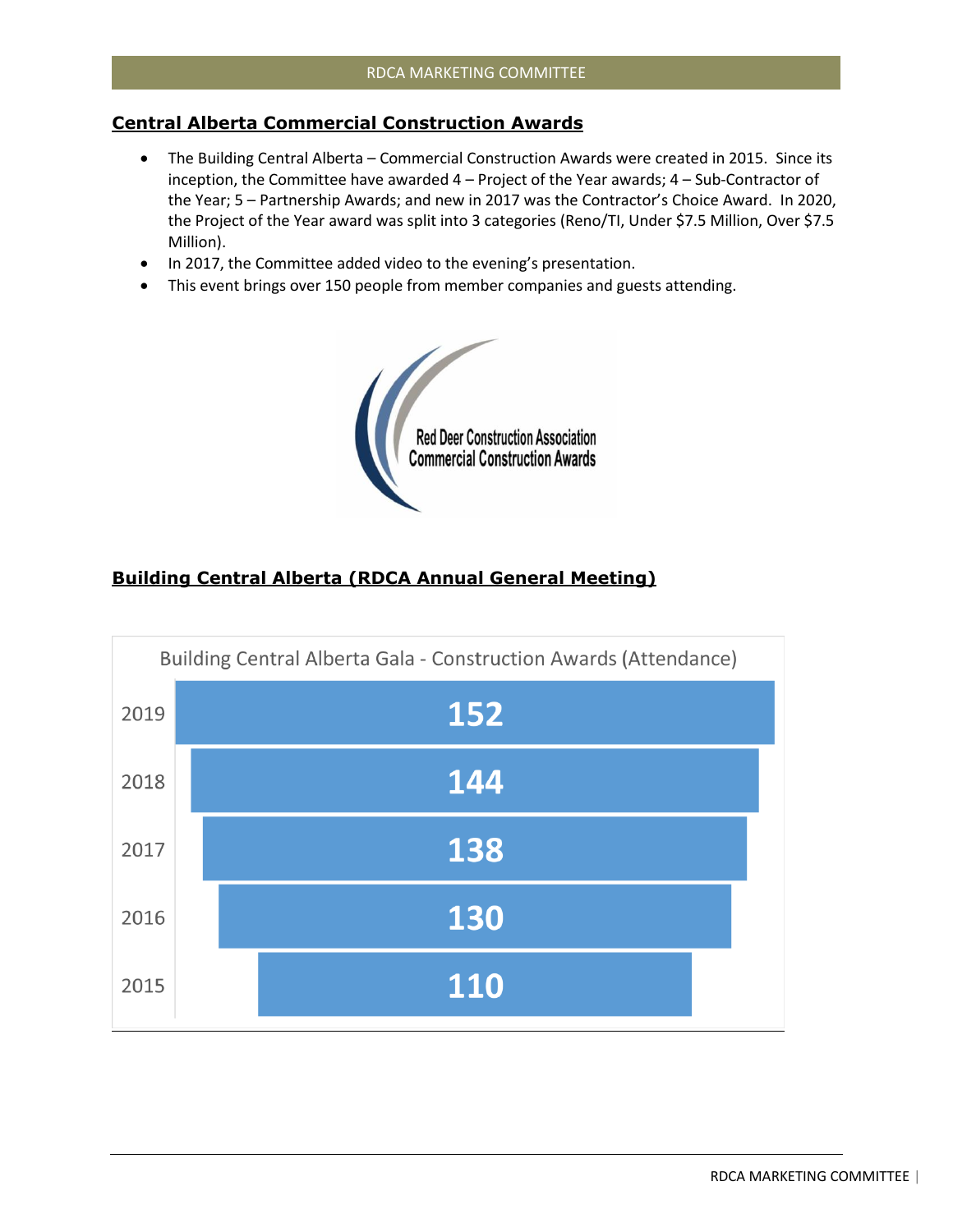## Central Alberta Commercial Construction Awards

- The Building Central Alberta – Commercial Construction Awards were created in 2015. Since its inception, the Committee have awarded 4 – Project of the Year awards; 4 – Sub-Contractor of the Year; 5 – Partnership Awards; and new in 2017 was the Contractor's Choice Award. In 2020, the Project of the Year award was split into 3 categories (Reno/TI, Under $7.5 Million, Over $7.5 Million).
- In 2017, the Committee added video to the evening's presentation.
- This event brings over 150 people from member companies and guests attending.

Red Deer Construction Association Commercial Construction Awards

## Building Central Alberta (RDCA Annual General Meeting)

Building Central Alberta Gala - Construction Awards (Attendance)

| Year | Attendance |
|---|---|
| 2019 | 152 |
| 2018 | 144 |
| 2017 | 138 |
| 2016 | 130 |
| 2015 | 110 |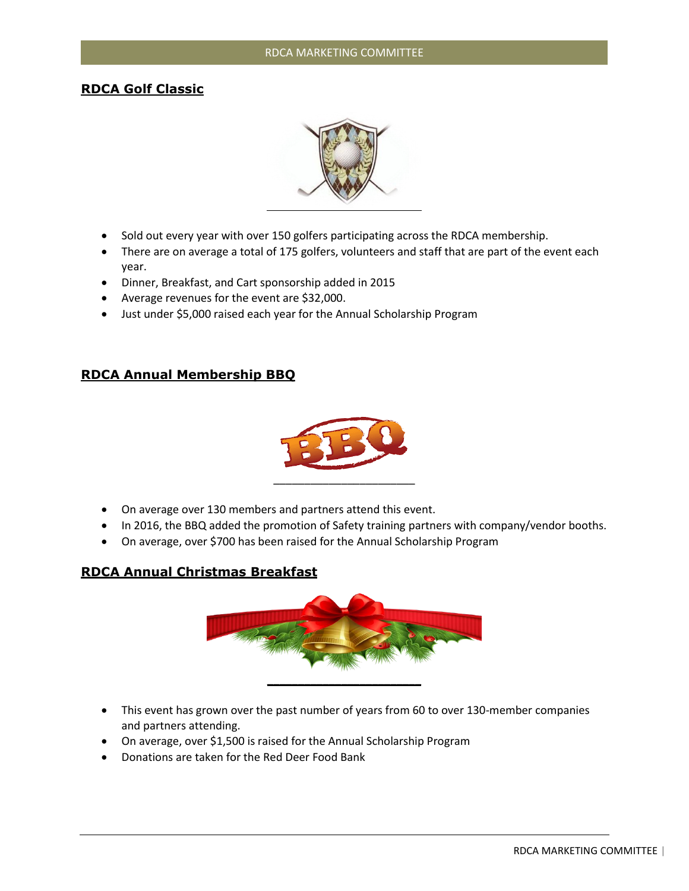## RDCA Golf Classic

- Sold out every year with over 150 golfers participating across the RDCA membership.
- There are on average a total of 175 golfers, volunteers and staff that are part of the event each year.
- Dinner, Breakfast, and Cart sponsorship added in 2015
- Average revenues for the event are $32,000.
- Just under $5,000 raised each year for the Annual Scholarship Program

## RDCA Annual Membership BBQ

- On average over 130 members and partners attend this event.
- In 2016, the BBQ added the promotion of Safety training partners with company/vendor booths.
- On average, over $700 has been raised for the Annual Scholarship Program

## RDCA Annual Christmas Breakfast

- This event has grown over the past number of years from 60 to over 130-member companies and partners attending.
- On average, over $1,500 is raised for the Annual Scholarship Program
- Donations are taken for the Red Deer Food Bank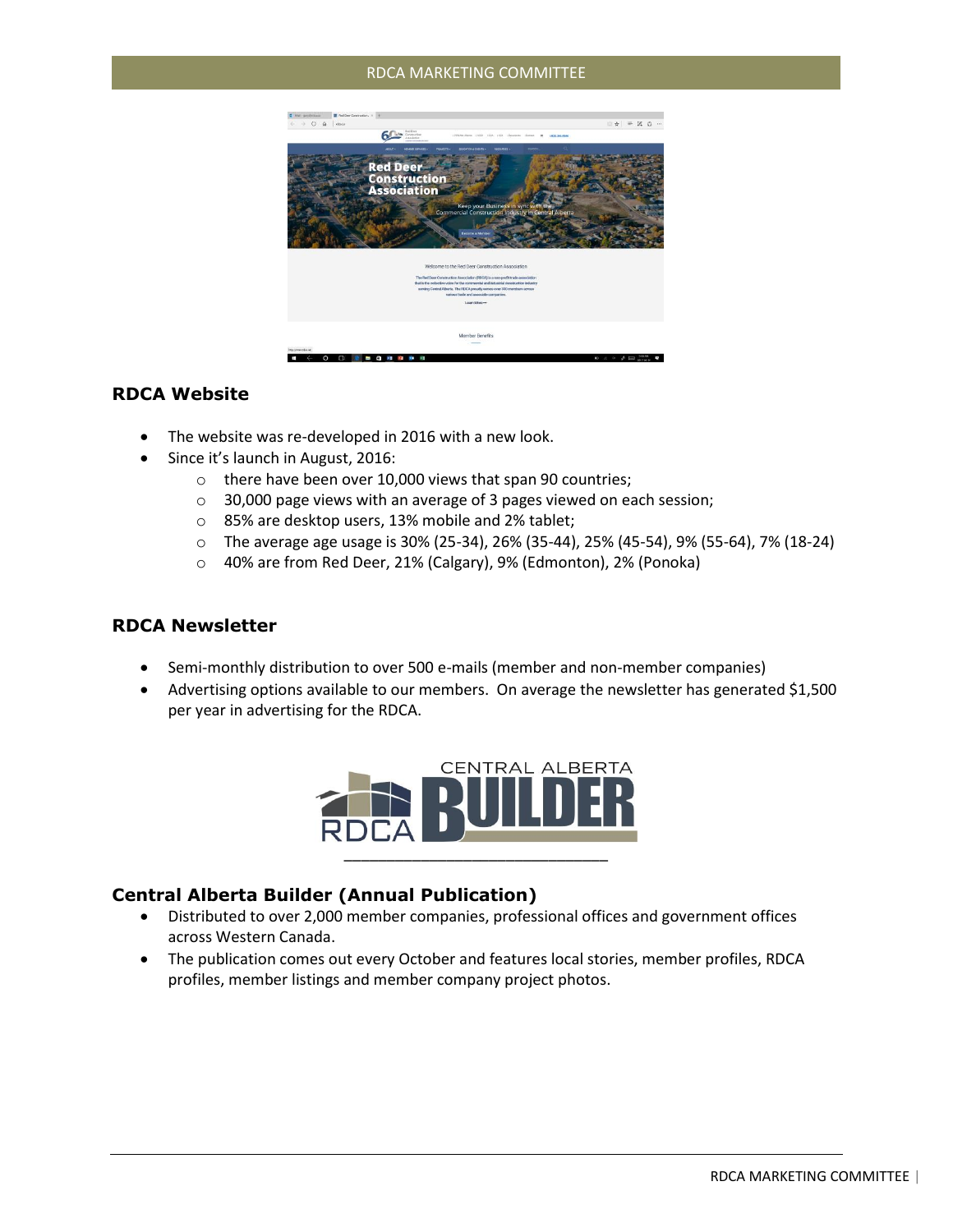## RDCA Website

- The website was re-developed in 2016 with a new look.
- Since it's launch in August, 2016:
  - there have been over 10,000 views that span 90 countries;
  - 30,000 page views with an average of 3 pages viewed on each session;
  - 85% are desktop users, 13% mobile and 2% tablet;
  - The average age usage is 30% (25-34), 26% (35-44), 25% (45-54), 9% (55-64), 7% (18-24)
  - 40% are from Red Deer, 21% (Calgary), 9% (Edmonton), 2% (Ponoka)

## RDCA Newsletter

- Semi-monthly distribution to over 500 e-mails (member and non-member companies)
- Advertising options available to our members. On average the newsletter has generated $1,500 per year in advertising for the RDCA.

## Central Alberta Builder (Annual Publication)

- Distributed to over 2,000 member companies, professional offices and government offices across Western Canada.
- The publication comes out every October and features local stories, member profiles, RDCA profiles, member listings and member company project photos.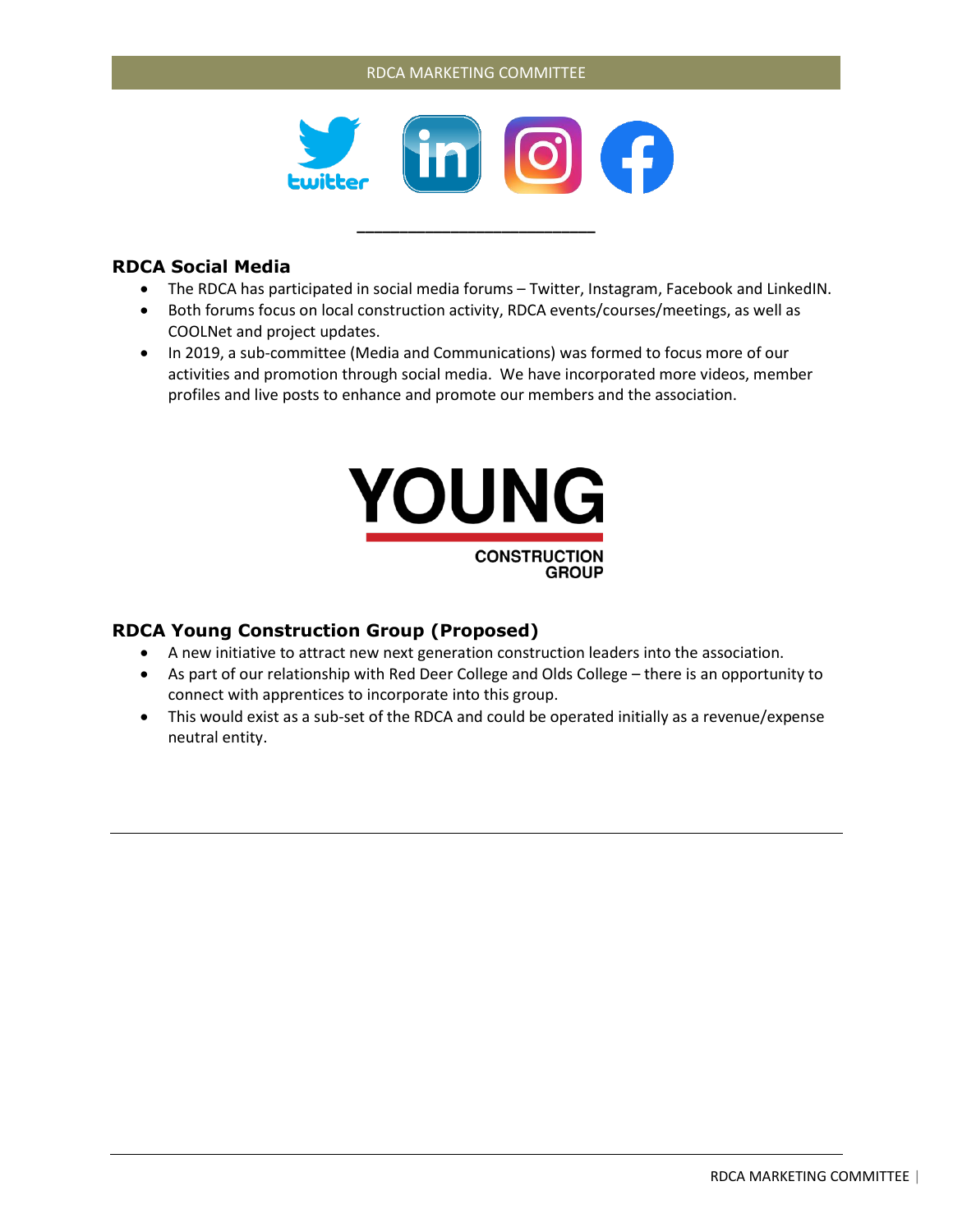## RDCA Social Media

- The RDCA has participated in social media forums – Twitter, Instagram, Facebook and LinkedIN.
- Both forums focus on local construction activity, RDCA events/courses/meetings, as well as COOLNet and project updates.
- In 2019, a sub-committee (Media and Communications) was formed to focus more of our activities and promotion through social media. We have incorporated more videos, member profiles and live posts to enhance and promote our members and the association.

## RDCA Young Construction Group (Proposed)

- A new initiative to attract new next generation construction leaders into the association.
- As part of our relationship with Red Deer College and Olds College – there is an opportunity to connect with apprentices to incorporate into this group.
- This would exist as a sub-set of the RDCA and could be operated initially as a revenue/expense neutral entity.